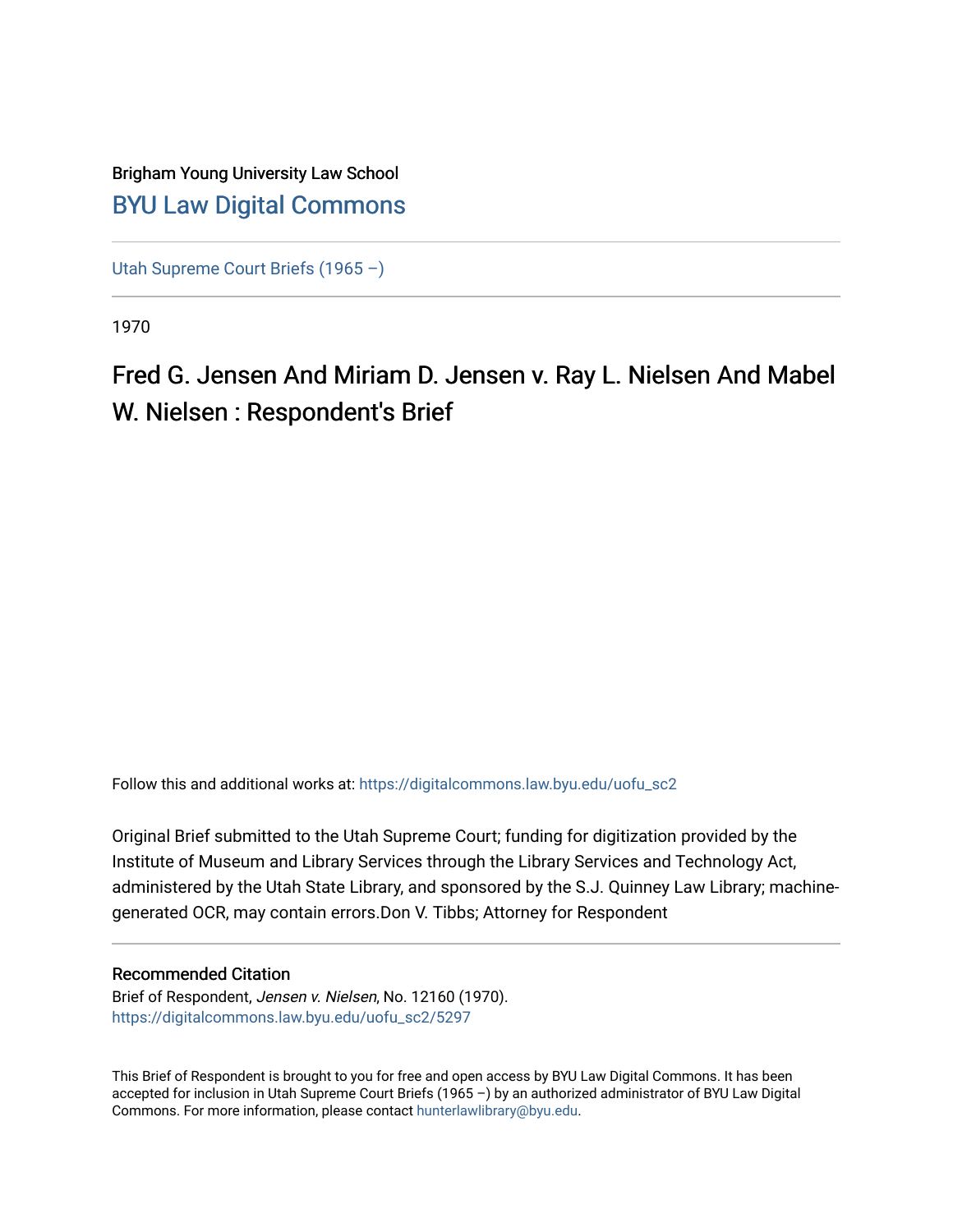Brigham Young University Law School

# BYU Law Digital Commons

Utah Supreme Court Briefs (1965 –)

1970

## Fred G. Jensen And Miriam D. Jensen v. Ray L. Nielsen And Mabel W. Nielsen : Respondent's Brief

Follow this and additional works at: https://digitalcommons.law.byu.edu/uofu_sc2

Original Brief submitted to the Utah Supreme Court; funding for digitization provided by the Institute of Museum and Library Services through the Library Services and Technology Act, administered by the Utah State Library, and sponsored by the S.J. Quinney Law Library; machine-generated OCR, may contain errors.Don V. Tibbs; Attorney for Respondent

### Recommended Citation

Brief of Respondent, *Jensen v. Nielsen*, No. 12160 (1970).
https://digitalcommons.law.byu.edu/uofu_sc2/5297

This Brief of Respondent is brought to you for free and open access by BYU Law Digital Commons. It has been accepted for inclusion in Utah Supreme Court Briefs (1965 –) by an authorized administrator of BYU Law Digital Commons. For more information, please contact hunterlawlibrary@byu.edu.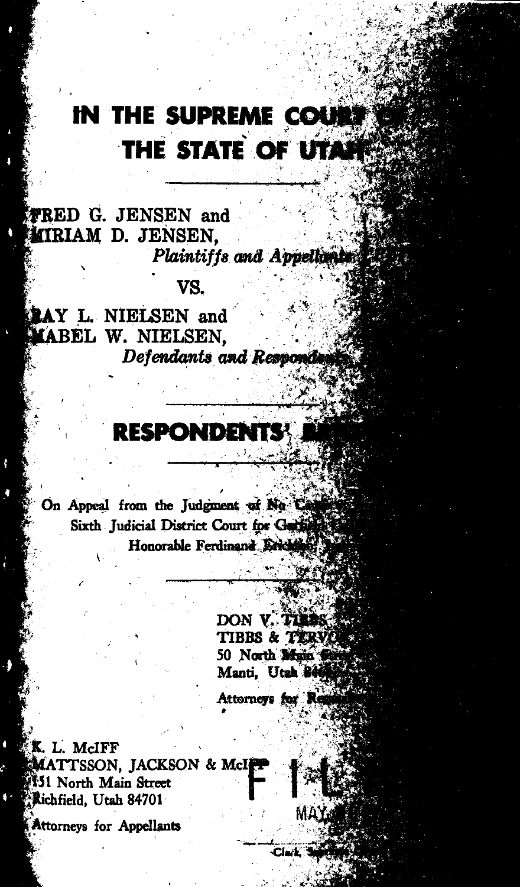# IN THE SUPREME COURT OF THE STATE OF UTAH

---

FRED G. JENSEN and MIRIAM D. JENSEN,

*Plaintiffs and Appellants,*

VS.

RAY L. NIELSEN and MABEL W. NIELSEN,

*Defendants and Respondents.*

---

# RESPONDENTS' BRIEF

---

On Appeal from the Judgment of the Sixth Judicial District Court for Garfield County, Honorable Ferdinand Erickson, Judge

---

DON V. TIBBS
TIBBS & TERVORT
50 North Main Street
Manti, Utah 84642

Attorneys for Respondents

K. L. McIFF
MATTSSON, JACKSON & McIFF
151 North Main Street
Richfield, Utah 84701

Attorneys for Appellants

FILED

MAY

Clerk, Supreme Court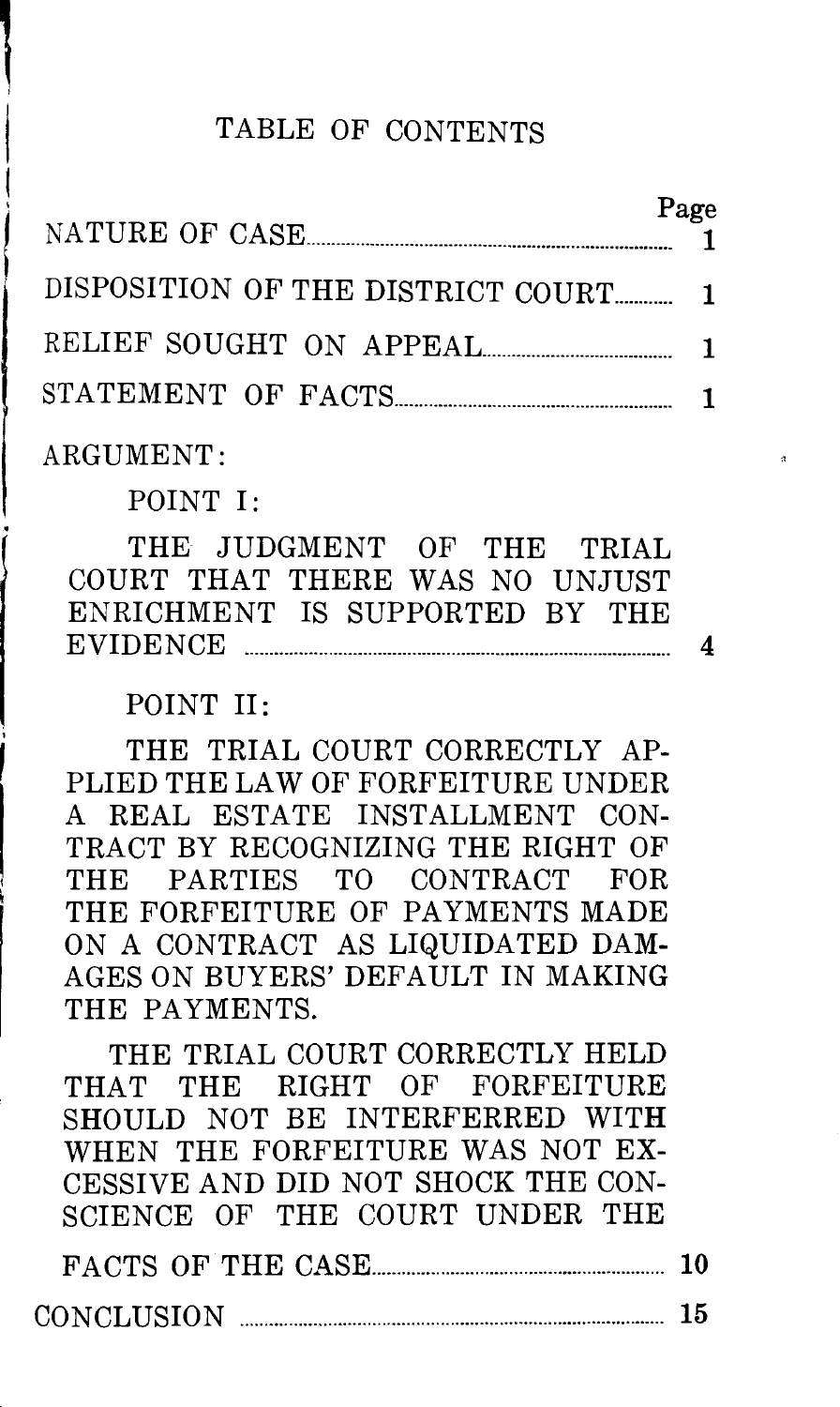# TABLE OF CONTENTS

| | Page |
|---|---|
| NATURE OF CASE | 1 |
| DISPOSITION OF THE DISTRICT COURT | 1 |
| RELIEF SOUGHT ON APPEAL | 1 |
| STATEMENT OF FACTS | 1 |

ARGUMENT:

POINT I:

THE JUDGMENT OF THE TRIAL COURT THAT THERE WAS NO UNJUST ENRICHMENT IS SUPPORTED BY THE EVIDENCE ........ 4

POINT II:

THE TRIAL COURT CORRECTLY APPLIED THE LAW OF FORFEITURE UNDER A REAL ESTATE INSTALLMENT CONTRACT BY RECOGNIZING THE RIGHT OF THE PARTIES TO CONTRACT FOR THE FORFEITURE OF PAYMENTS MADE ON A CONTRACT AS LIQUIDATED DAMAGES ON BUYERS' DEFAULT IN MAKING THE PAYMENTS.

THE TRIAL COURT CORRECTLY HELD THAT THE RIGHT OF FORFEITURE SHOULD NOT BE INTERFERRED WITH WHEN THE FORFEITURE WAS NOT EXCESSIVE AND DID NOT SHOCK THE CONSCIENCE OF THE COURT UNDER THE FACTS OF THE CASE ........ 10

CONCLUSION ........ 15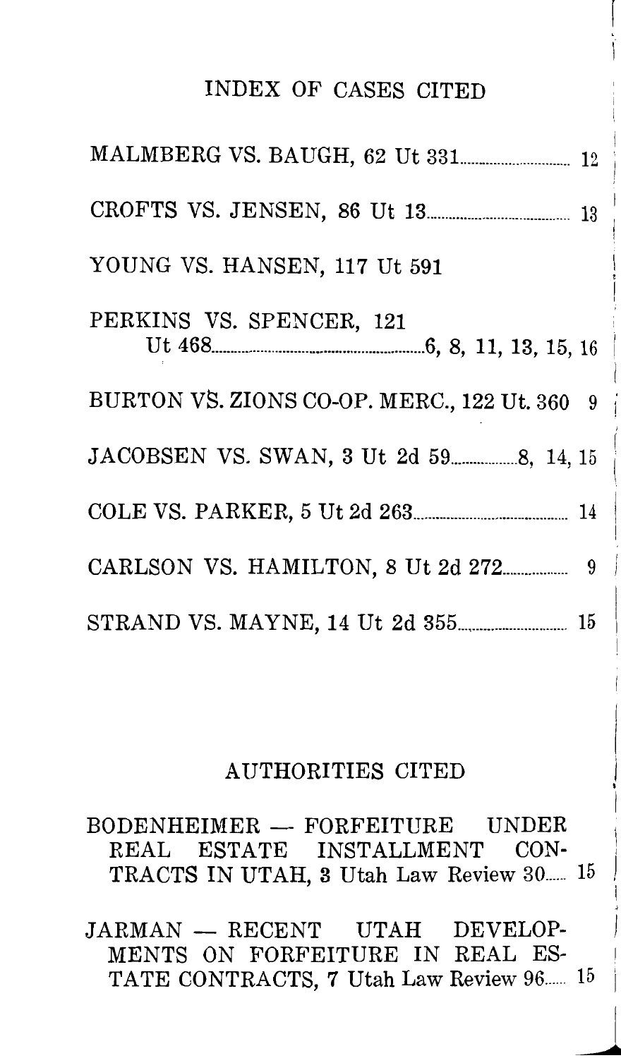## INDEX OF CASES CITED

MALMBERG VS. BAUGH, 62 Ut 331 ........ 12

CROFTS VS. JENSEN, 86 Ut 13 ........ 13

YOUNG VS. HANSEN, 117 Ut 591

PERKINS VS. SPENCER, 121 Ut 468 ........ 6, 8, 11, 13, 15, 16

BURTON VS. ZIONS CO-OP. MERC., 122 Ut. 360 9

JACOBSEN VS. SWAN, 3 Ut 2d 59 ........ 8, 14, 15

COLE VS. PARKER, 5 Ut 2d 263 ........ 14

CARLSON VS. HAMILTON, 8 Ut 2d 272 ........ 9

STRAND VS. MAYNE, 14 Ut 2d 355 ........ 15

## AUTHORITIES CITED

BODENHEIMER — FORFEITURE UNDER REAL ESTATE INSTALLMENT CONTRACTS IN UTAH, 3 Utah Law Review 30 ........ 15

JARMAN — RECENT UTAH DEVELOPMENTS ON FORFEITURE IN REAL ESTATE CONTRACTS, 7 Utah Law Review 96 ........ 15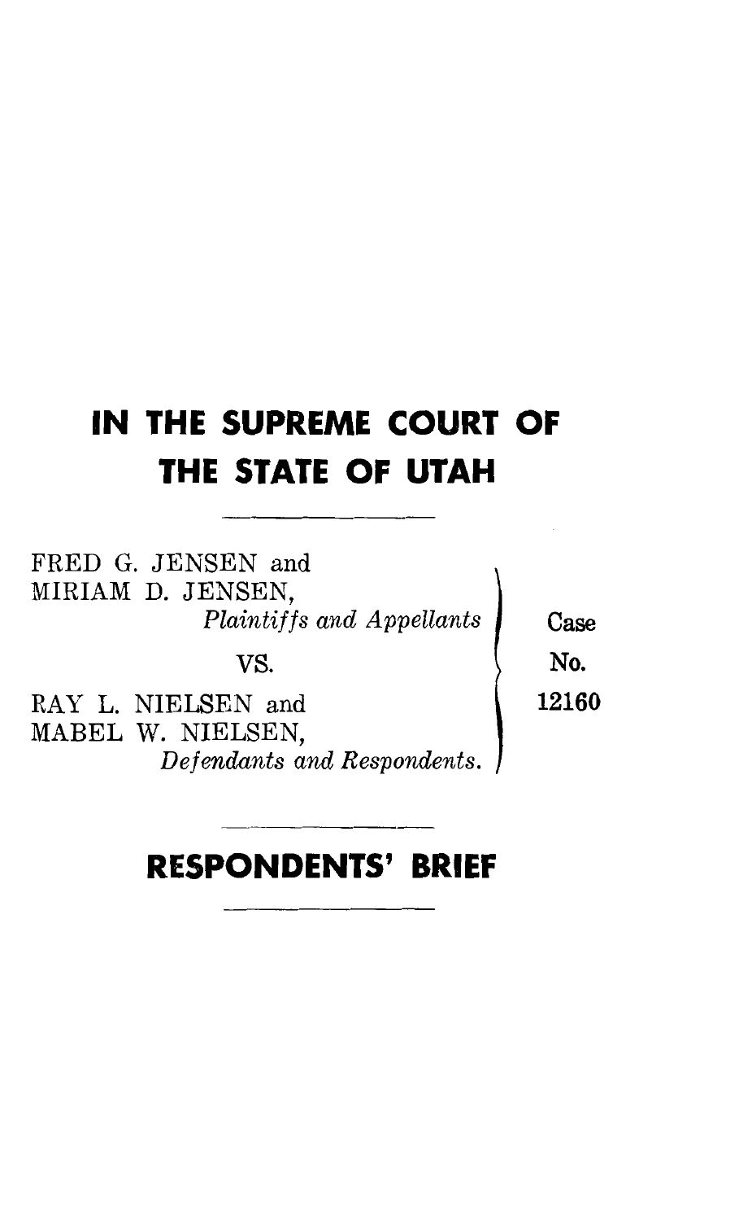# IN THE SUPREME COURT OF THE STATE OF UTAH

FRED G. JENSEN and
MIRIAM D. JENSEN,
*Plaintiffs and Appellants*

VS.

RAY L. NIELSEN and
MABEL W. NIELSEN,
*Defendants and Respondents.*

Case No. 12160

## RESPONDENTS' BRIEF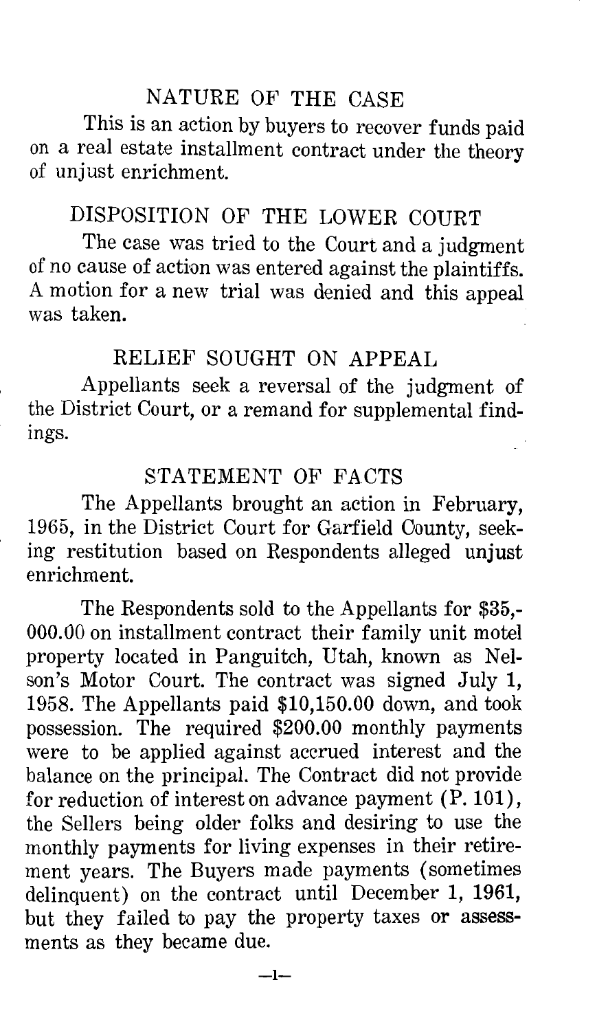## NATURE OF THE CASE

This is an action by buyers to recover funds paid on a real estate installment contract under the theory of unjust enrichment.

## DISPOSITION OF THE LOWER COURT

The case was tried to the Court and a judgment of no cause of action was entered against the plaintiffs. A motion for a new trial was denied and this appeal was taken.

## RELIEF SOUGHT ON APPEAL

Appellants seek a reversal of the judgment of the District Court, or a remand for supplemental findings.

## STATEMENT OF FACTS

The Appellants brought an action in February, 1965, in the District Court for Garfield County, seeking restitution based on Respondents alleged unjust enrichment.

The Respondents sold to the Appellants for $35,000.00 on installment contract their family unit motel property located in Panguitch, Utah, known as Nelson's Motor Court. The contract was signed July 1, 1958. The Appellants paid $10,150.00 down, and took possession. The required $200.00 monthly payments were to be applied against accrued interest and the balance on the principal. The Contract did not provide for reduction of interest on advance payment (P. 101), the Sellers being older folks and desiring to use the monthly payments for living expenses in their retirement years. The Buyers made payments (sometimes delinquent) on the contract until December 1, 1961, but they failed to pay the property taxes or assessments as they became due.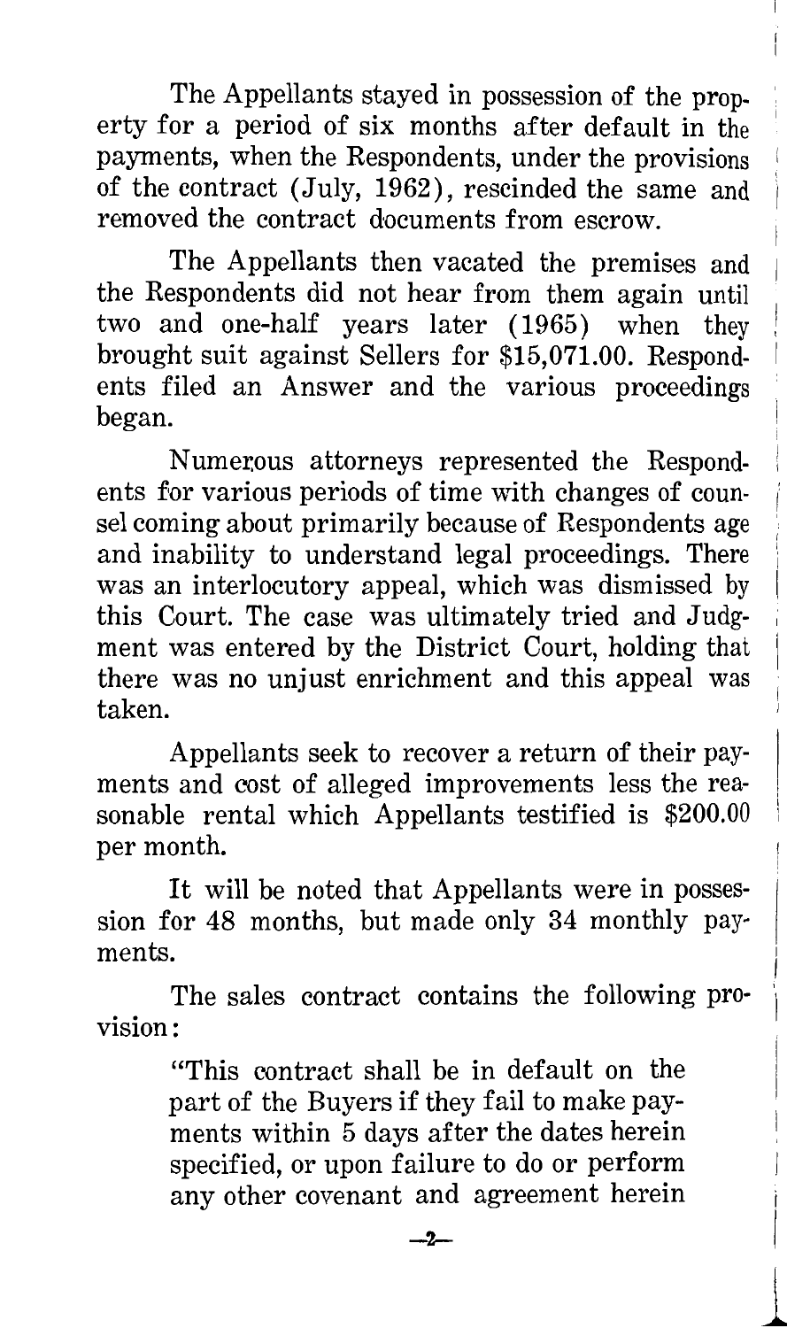The Appellants stayed in possession of the property for a period of six months after default in the payments, when the Respondents, under the provisions of the contract (July, 1962), rescinded the same and removed the contract documents from escrow.

The Appellants then vacated the premises and the Respondents did not hear from them again until two and one-half years later (1965) when they brought suit against Sellers for \$15,071.00. Respondents filed an Answer and the various proceedings began.

Numerous attorneys represented the Respondents for various periods of time with changes of counsel coming about primarily because of Respondents age and inability to understand legal proceedings. There was an interlocutory appeal, which was dismissed by this Court. The case was ultimately tried and Judgment was entered by the District Court, holding that there was no unjust enrichment and this appeal was taken.

Appellants seek to recover a return of their payments and cost of alleged improvements less the reasonable rental which Appellants testified is \$200.00 per month.

It will be noted that Appellants were in possession for 48 months, but made only 34 monthly payments.

The sales contract contains the following provision:

> "This contract shall be in default on the part of the Buyers if they fail to make payments within 5 days after the dates herein specified, or upon failure to do or perform any other covenant and agreement herein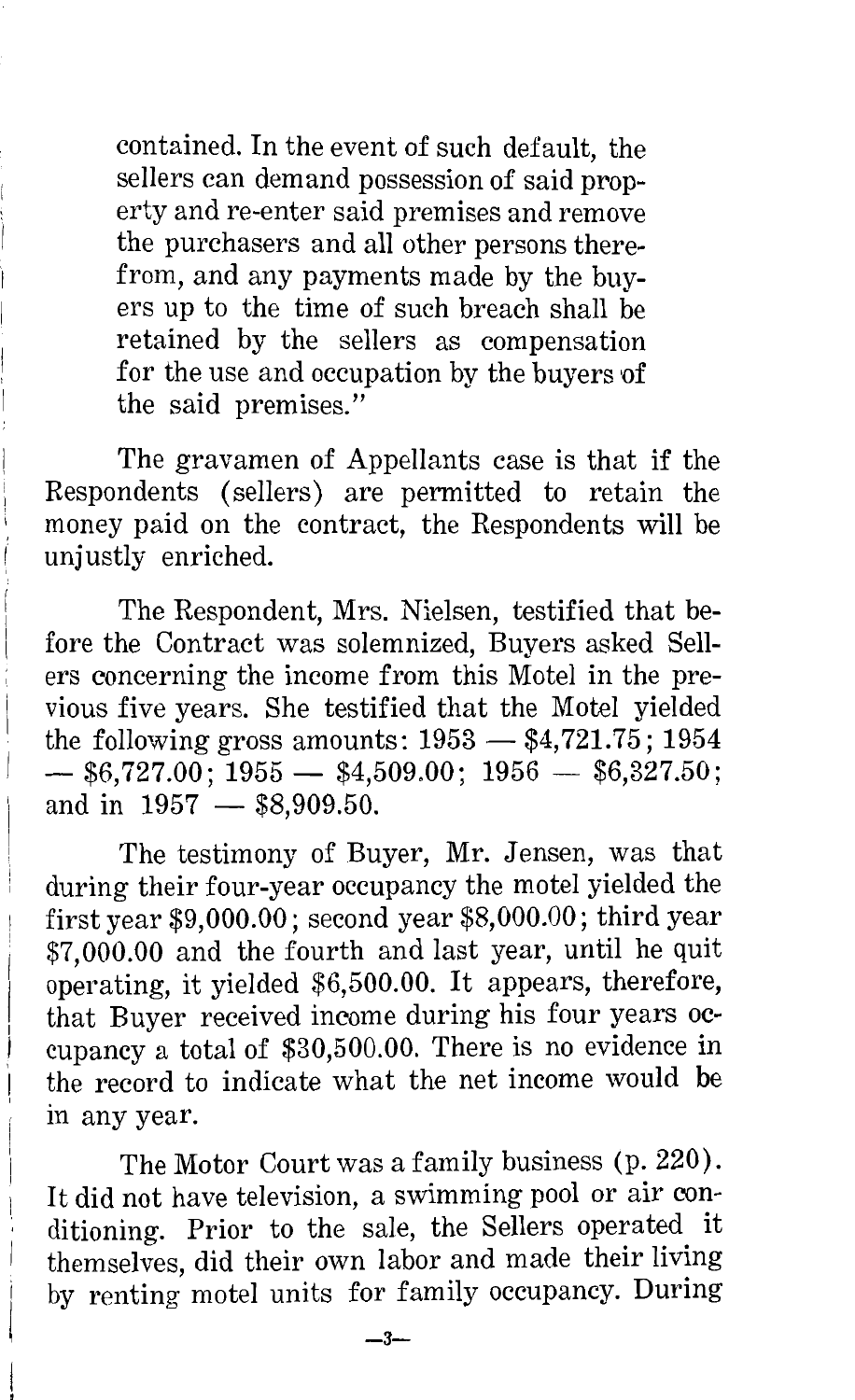contained. In the event of such default, the sellers can demand possession of said property and re-enter said premises and remove the purchasers and all other persons therefrom, and any payments made by the buyers up to the time of such breach shall be retained by the sellers as compensation for the use and occupation by the buyers of the said premises."

The gravamen of Appellants case is that if the Respondents (sellers) are permitted to retain the money paid on the contract, the Respondents will be unjustly enriched.

The Respondent, Mrs. Nielsen, testified that before the Contract was solemnized, Buyers asked Sellers concerning the income from this Motel in the previous five years. She testified that the Motel yielded the following gross amounts: 1953 — $4,721.75; 1954 — $6,727.00; 1955 — $4,509.00; 1956 — $6,327.50; and in 1957 — $8,909.50.

The testimony of Buyer, Mr. Jensen, was that during their four-year occupancy the motel yielded the first year $9,000.00; second year $8,000.00; third year $7,000.00 and the fourth and last year, until he quit operating, it yielded $6,500.00. It appears, therefore, that Buyer received income during his four years occupancy a total of $30,500.00. There is no evidence in the record to indicate what the net income would be in any year.

The Motor Court was a family business (p. 220). It did not have television, a swimming pool or air conditioning. Prior to the sale, the Sellers operated it themselves, did their own labor and made their living by renting motel units for family occupancy. During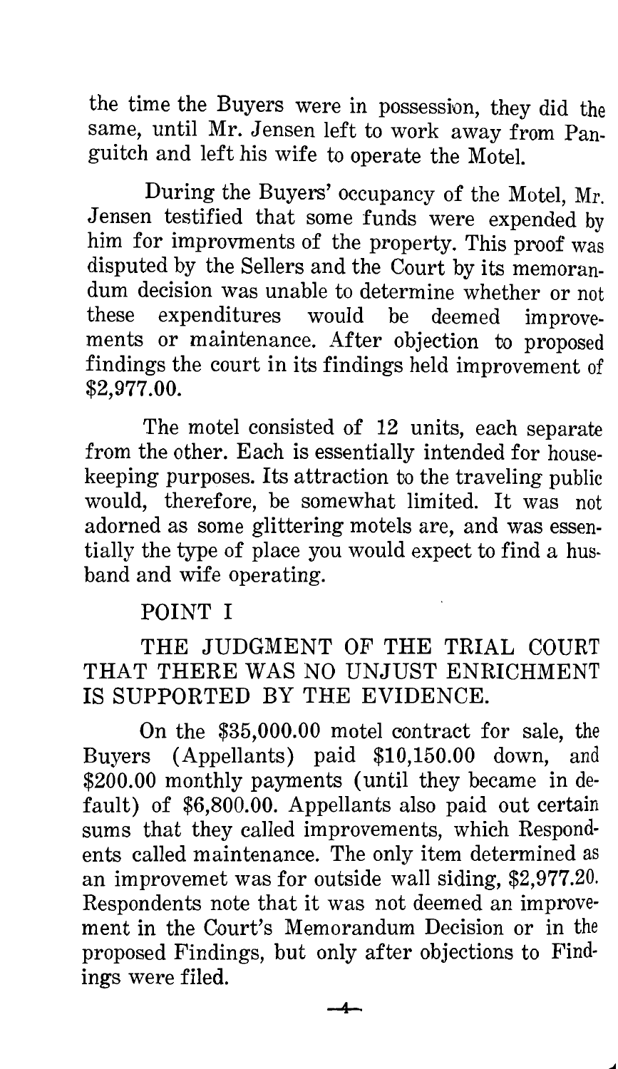the time the Buyers were in possession, they did the same, until Mr. Jensen left to work away from Panguitch and left his wife to operate the Motel.

During the Buyers' occupancy of the Motel, Mr. Jensen testified that some funds were expended by him for improvments of the property. This proof was disputed by the Sellers and the Court by its memorandum decision was unable to determine whether or not these expenditures would be deemed improvements or maintenance. After objection to proposed findings the court in its findings held improvement of $2,977.00.

The motel consisted of 12 units, each separate from the other. Each is essentially intended for housekeeping purposes. Its attraction to the traveling public would, therefore, be somewhat limited. It was not adorned as some glittering motels are, and was essentially the type of place you would expect to find a husband and wife operating.

## POINT I

## THE JUDGMENT OF THE TRIAL COURT THAT THERE WAS NO UNJUST ENRICHMENT IS SUPPORTED BY THE EVIDENCE.

On the $35,000.00 motel contract for sale, the Buyers (Appellants) paid $10,150.00 down, and $200.00 monthly payments (until they became in default) of $6,800.00. Appellants also paid out certain sums that they called improvements, which Respondents called maintenance. The only item determined as an improvemet was for outside wall siding, $2,977.20. Respondents note that it was not deemed an improvement in the Court's Memorandum Decision or in the proposed Findings, but only after objections to Findings were filed.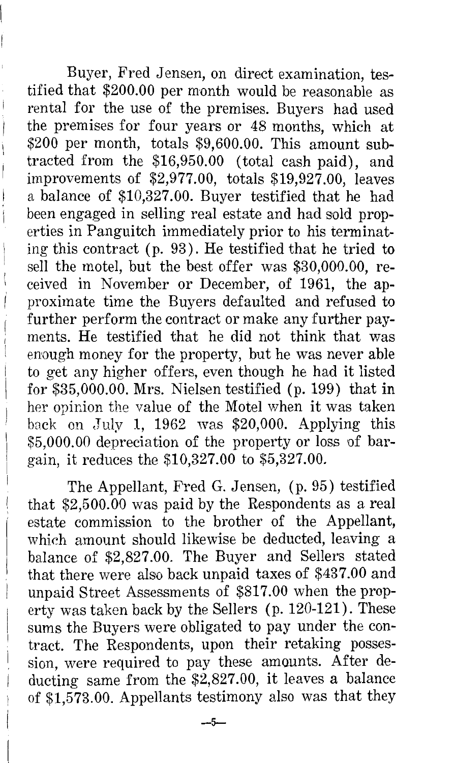Buyer, Fred Jensen, on direct examination, testified that \$200.00 per month would be reasonable as rental for the use of the premises. Buyers had used the premises for four years or 48 months, which at \$200 per month, totals \$9,600.00. This amount subtracted from the \$16,950.00 (total cash paid), and improvements of \$2,977.00, totals \$19,927.00, leaves a balance of \$10,327.00. Buyer testified that he had been engaged in selling real estate and had sold properties in Panguitch immediately prior to his terminating this contract (p. 93). He testified that he tried to sell the motel, but the best offer was \$30,000.00, received in November or December, of 1961, the approximate time the Buyers defaulted and refused to further perform the contract or make any further payments. He testified that he did not think that was enough money for the property, but he was never able to get any higher offers, even though he had it listed for \$35,000.00. Mrs. Nielsen testified (p. 199) that in her opinion the value of the Motel when it was taken back on July 1, 1962 was \$20,000. Applying this \$5,000.00 depreciation of the property or loss of bargain, it reduces the \$10,327.00 to \$5,327.00.

The Appellant, Fred G. Jensen, (p. 95) testified that \$2,500.00 was paid by the Respondents as a real estate commission to the brother of the Appellant, which amount should likewise be deducted, leaving a balance of \$2,827.00. The Buyer and Sellers stated that there were also back unpaid taxes of \$437.00 and unpaid Street Assessments of \$817.00 when the property was taken back by the Sellers (p. 120-121). These sums the Buyers were obligated to pay under the contract. The Respondents, upon their retaking possession, were required to pay these amounts. After deducting same from the \$2,827.00, it leaves a balance of \$1,573.00. Appellants testimony also was that they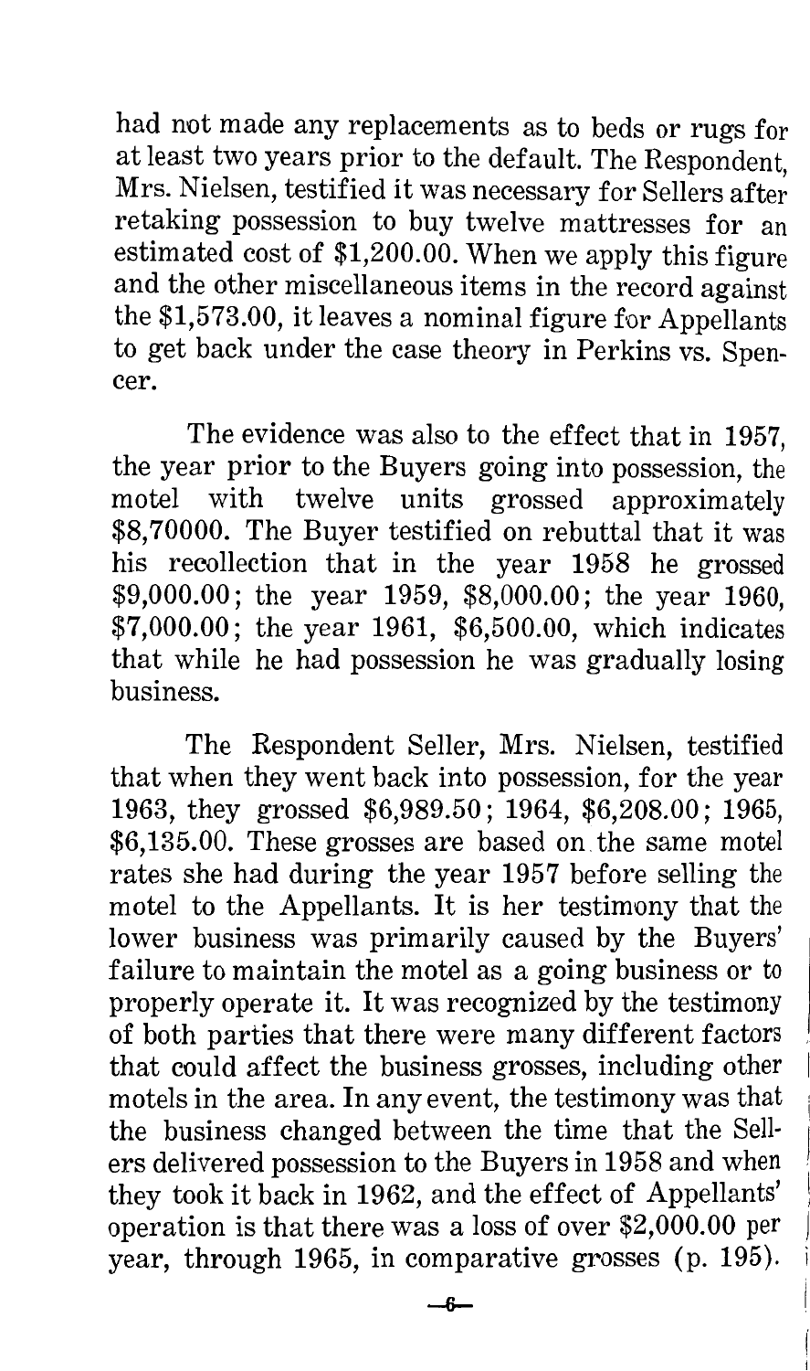had not made any replacements as to beds or rugs for at least two years prior to the default. The Respondent, Mrs. Nielsen, testified it was necessary for Sellers after retaking possession to buy twelve mattresses for an estimated cost of $1,200.00. When we apply this figure and the other miscellaneous items in the record against the $1,573.00, it leaves a nominal figure for Appellants to get back under the case theory in Perkins vs. Spencer.

The evidence was also to the effect that in 1957, the year prior to the Buyers going into possession, the motel with twelve units grossed approximately $8,70000. The Buyer testified on rebuttal that it was his recollection that in the year 1958 he grossed $9,000.00; the year 1959, $8,000.00; the year 1960, $7,000.00; the year 1961, $6,500.00, which indicates that while he had possession he was gradually losing business.

The Respondent Seller, Mrs. Nielsen, testified that when they went back into possession, for the year 1963, they grossed $6,989.50; 1964, $6,208.00; 1965, $6,135.00. These grosses are based on the same motel rates she had during the year 1957 before selling the motel to the Appellants. It is her testimony that the lower business was primarily caused by the Buyers' failure to maintain the motel as a going business or to properly operate it. It was recognized by the testimony of both parties that there were many different factors that could affect the business grosses, including other motels in the area. In any event, the testimony was that the business changed between the time that the Sellers delivered possession to the Buyers in 1958 and when they took it back in 1962, and the effect of Appellants' operation is that there was a loss of over $2,000.00 per year, through 1965, in comparative grosses (p. 195).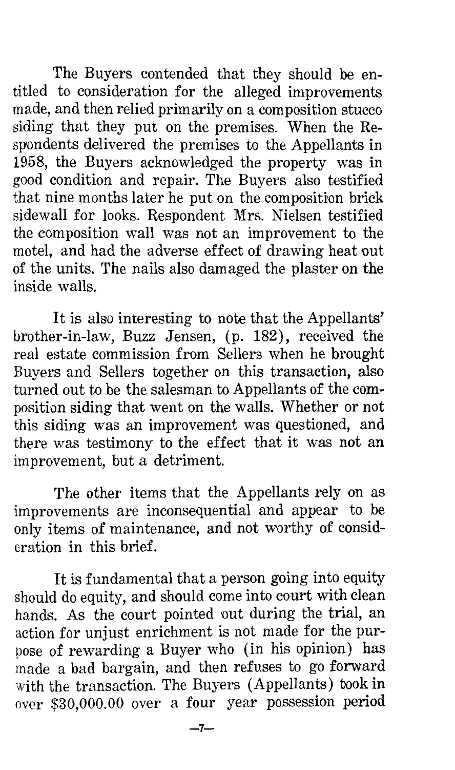The Buyers contended that they should be entitled to consideration for the alleged improvements made, and then relied primarily on a composition stucco siding that they put on the premises. When the Respondents delivered the premises to the Appellants in 1958, the Buyers acknowledged the property was in good condition and repair. The Buyers also testified that nine months later he put on the composition brick sidewall for looks. Respondent Mrs. Nielsen testified the composition wall was not an improvement to the motel, and had the adverse effect of drawing heat out of the units. The nails also damaged the plaster on the inside walls.

It is also interesting to note that the Appellants' brother-in-law, Buzz Jensen, (p. 182), received the real estate commission from Sellers when he brought Buyers and Sellers together on this transaction, also turned out to be the salesman to Appellants of the composition siding that went on the walls. Whether or not this siding was an improvement was questioned, and there was testimony to the effect that it was not an improvement, but a detriment.

The other items that the Appellants rely on as improvements are inconsequential and appear to be only items of maintenance, and not worthy of consideration in this brief.

It is fundamental that a person going into equity should do equity, and should come into court with clean hands. As the court pointed out during the trial, an action for unjust enrichment is not made for the purpose of rewarding a Buyer who (in his opinion) has made a bad bargain, and then refuses to go forward with the transaction. The Buyers (Appellants) took in over $30,000.00 over a four year possession period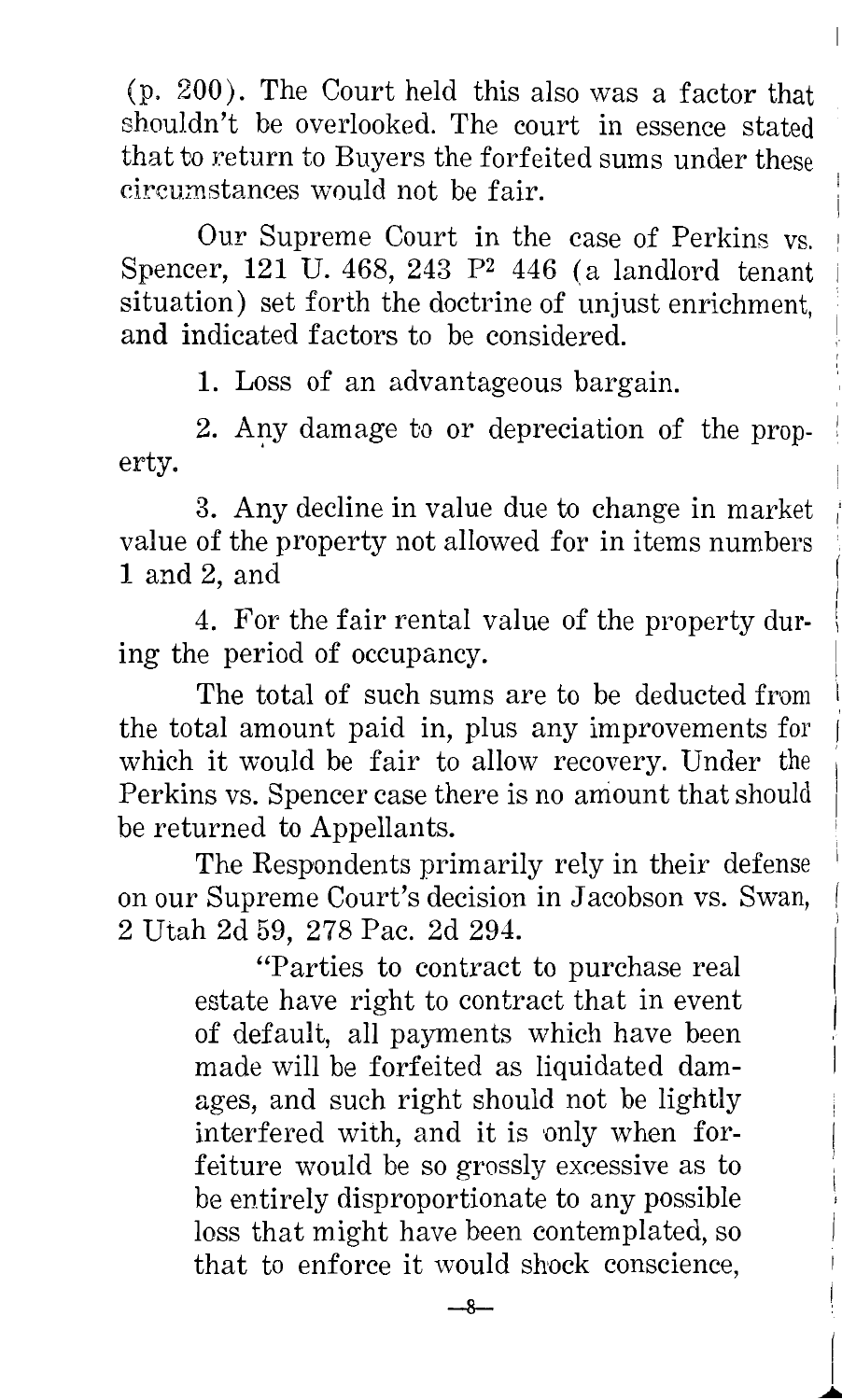(p. 200). The Court held this also was a factor that shouldn't be overlooked. The court in essence stated that to return to Buyers the forfeited sums under these circumstances would not be fair.

Our Supreme Court in the case of Perkins vs. Spencer, 121 U. 468, 243 P2 446 (a landlord tenant situation) set forth the doctrine of unjust enrichment, and indicated factors to be considered.

1. Loss of an advantageous bargain.

2. Any damage to or depreciation of the property.

3. Any decline in value due to change in market value of the property not allowed for in items numbers 1 and 2, and

4. For the fair rental value of the property during the period of occupancy.

The total of such sums are to be deducted from the total amount paid in, plus any improvements for which it would be fair to allow recovery. Under the Perkins vs. Spencer case there is no amount that should be returned to Appellants.

The Respondents primarily rely in their defense on our Supreme Court's decision in Jacobson vs. Swan, 2 Utah 2d 59, 278 Pac. 2d 294.

> "Parties to contract to purchase real estate have right to contract that in event of default, all payments which have been made will be forfeited as liquidated damages, and such right should not be lightly interfered with, and it is only when forfeiture would be so grossly excessive as to be entirely disproportionate to any possible loss that might have been contemplated, so that to enforce it would shock conscience,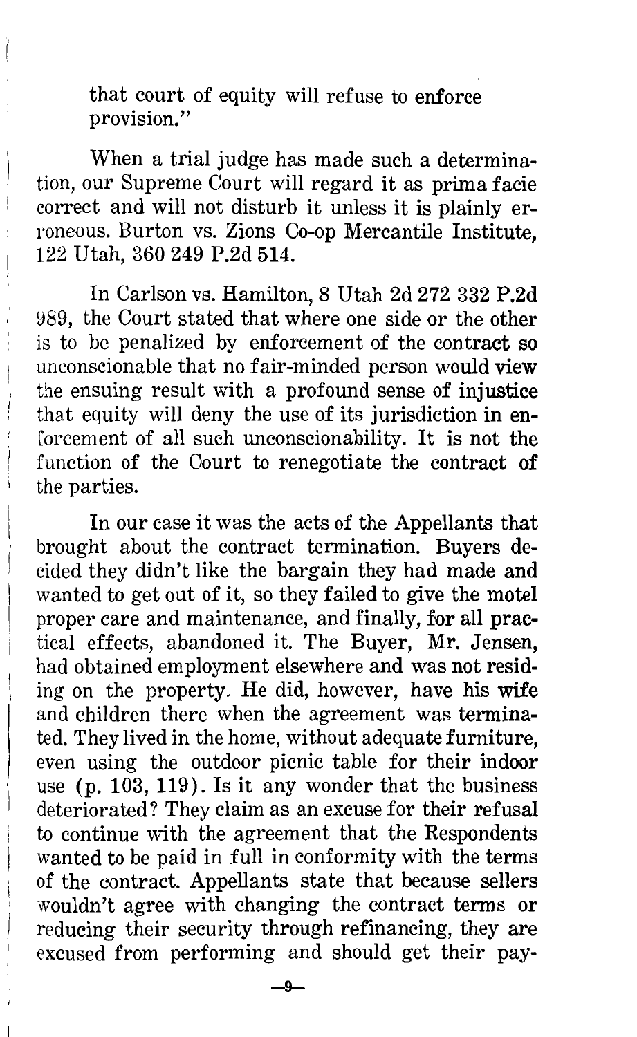that court of equity will refuse to enforce provision."

When a trial judge has made such a determination, our Supreme Court will regard it as prima facie correct and will not disturb it unless it is plainly erroneous. Burton vs. Zions Co-op Mercantile Institute, 122 Utah, 360 249 P.2d 514.

In Carlson vs. Hamilton, 8 Utah 2d 272 332 P.2d 989, the Court stated that where one side or the other is to be penalized by enforcement of the contract so unconscionable that no fair-minded person would view the ensuing result with a profound sense of injustice that equity will deny the use of its jurisdiction in enforcement of all such unconscionability. It is not the function of the Court to renegotiate the contract of the parties.

In our case it was the acts of the Appellants that brought about the contract termination. Buyers decided they didn't like the bargain they had made and wanted to get out of it, so they failed to give the motel proper care and maintenance, and finally, for all practical effects, abandoned it. The Buyer, Mr. Jensen, had obtained employment elsewhere and was not residing on the property. He did, however, have his wife and children there when the agreement was terminated. They lived in the home, without adequate furniture, even using the outdoor picnic table for their indoor use (p. 103, 119). Is it any wonder that the business deteriorated? They claim as an excuse for their refusal to continue with the agreement that the Respondents wanted to be paid in full in conformity with the terms of the contract. Appellants state that because sellers wouldn't agree with changing the contract terms or reducing their security through refinancing, they are excused from performing and should get their pay-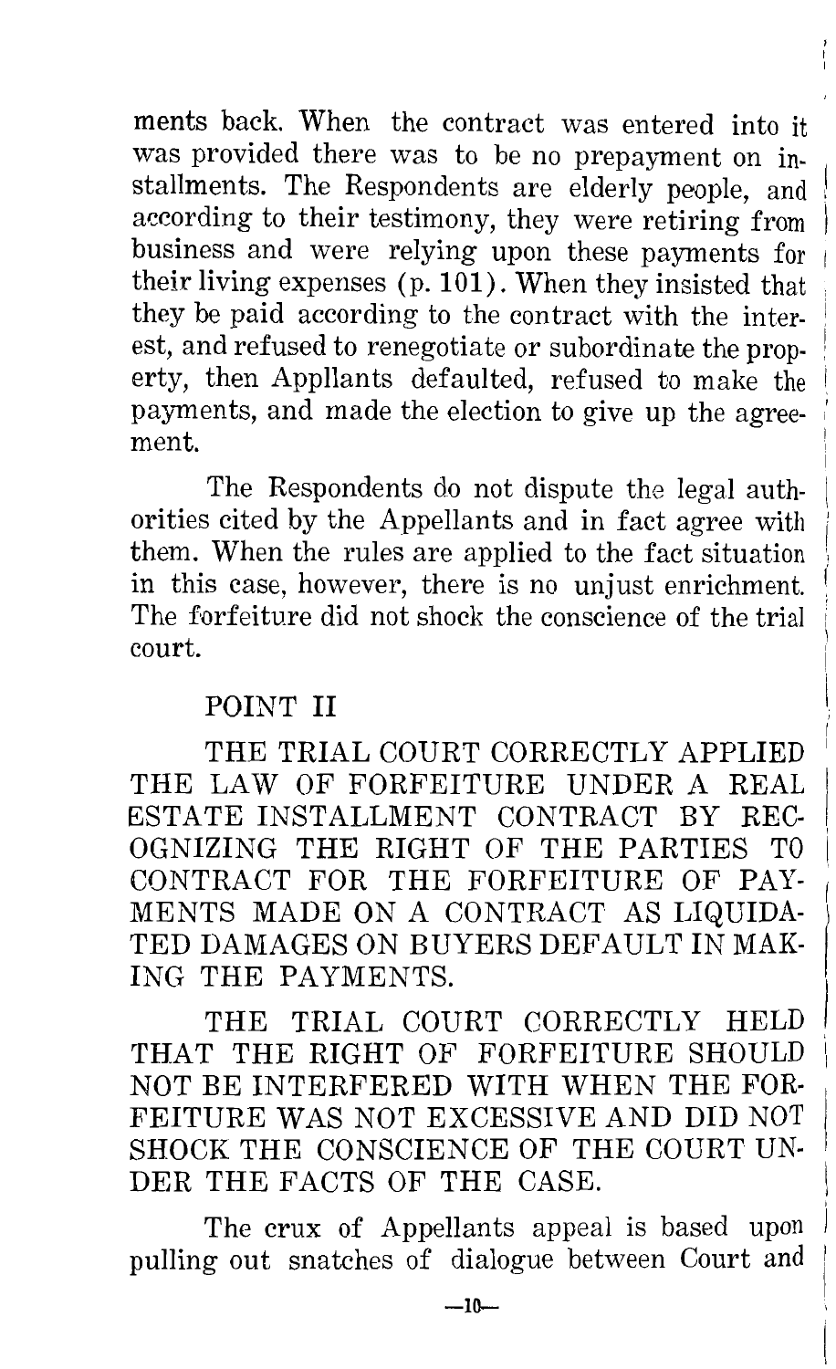ments back. When the contract was entered into it was provided there was to be no prepayment on installments. The Respondents are elderly people, and according to their testimony, they were retiring from business and were relying upon these payments for their living expenses (p. 101). When they insisted that they be paid according to the contract with the interest, and refused to renegotiate or subordinate the property, then Appllants defaulted, refused to make the payments, and made the election to give up the agreement.

The Respondents do not dispute the legal authorities cited by the Appellants and in fact agree with them. When the rules are applied to the fact situation in this case, however, there is no unjust enrichment. The forfeiture did not shock the conscience of the trial court.

## POINT II

THE TRIAL COURT CORRECTLY APPLIED THE LAW OF FORFEITURE UNDER A REAL ESTATE INSTALLMENT CONTRACT BY RECOGNIZING THE RIGHT OF THE PARTIES TO CONTRACT FOR THE FORFEITURE OF PAYMENTS MADE ON A CONTRACT AS LIQUIDATED DAMAGES ON BUYERS DEFAULT IN MAKING THE PAYMENTS.

THE TRIAL COURT CORRECTLY HELD THAT THE RIGHT OF FORFEITURE SHOULD NOT BE INTERFERED WITH WHEN THE FORFEITURE WAS NOT EXCESSIVE AND DID NOT SHOCK THE CONSCIENCE OF THE COURT UNDER THE FACTS OF THE CASE.

The crux of Appellants appeal is based upon pulling out snatches of dialogue between Court and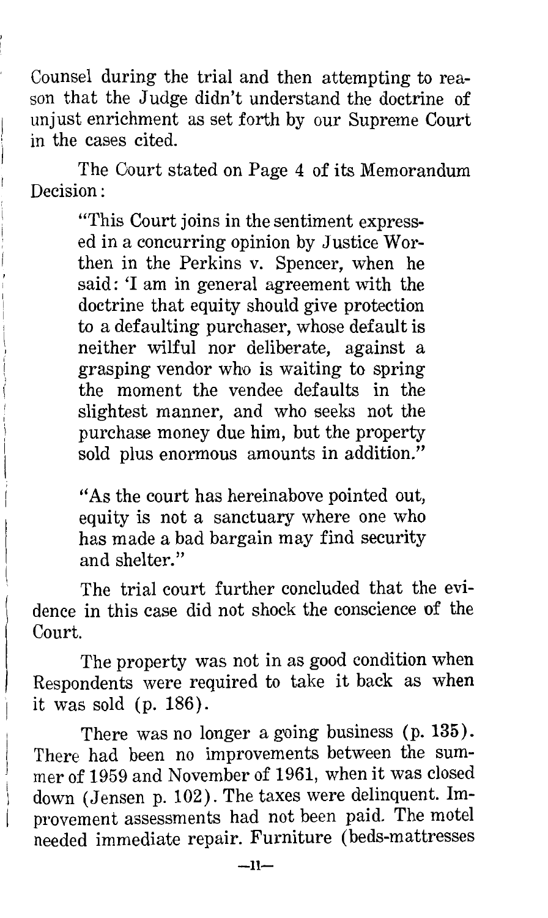Counsel during the trial and then attempting to reason that the Judge didn't understand the doctrine of unjust enrichment as set forth by our Supreme Court in the cases cited.

The Court stated on Page 4 of its Memorandum Decision:

> "This Court joins in the sentiment expressed in a concurring opinion by Justice Worthen in the Perkins v. Spencer, when he said: 'I am in general agreement with the doctrine that equity should give protection to a defaulting purchaser, whose default is neither wilful nor deliberate, against a grasping vendor who is waiting to spring the moment the vendee defaults in the slightest manner, and who seeks not the purchase money due him, but the property sold plus enormous amounts in addition."
>
> "As the court has hereinabove pointed out, equity is not a sanctuary where one who has made a bad bargain may find security and shelter."

The trial court further concluded that the evidence in this case did not shock the conscience of the Court.

The property was not in as good condition when Respondents were required to take it back as when it was sold (p. 186).

There was no longer a going business (p. 135). There had been no improvements between the summer of 1959 and November of 1961, when it was closed down (Jensen p. 102). The taxes were delinquent. Improvement assessments had not been paid. The motel needed immediate repair. Furniture (beds-mattresses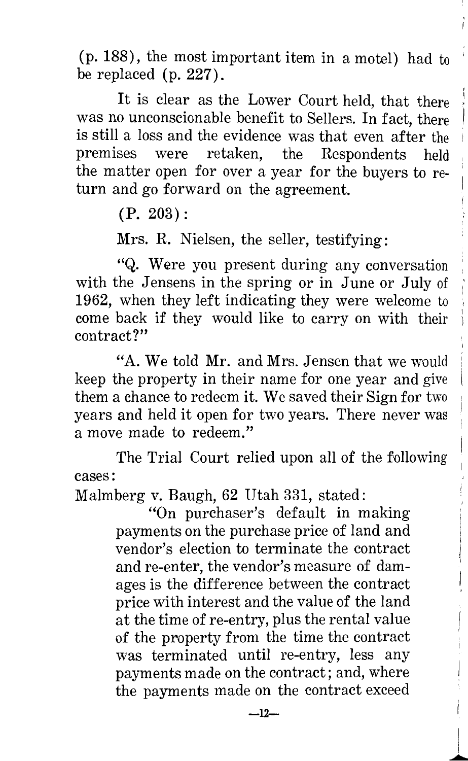(p. 188), the most important item in a motel) had to be replaced (p. 227).

It is clear as the Lower Court held, that there was no unconscionable benefit to Sellers. In fact, there is still a loss and the evidence was that even after the premises were retaken, the Respondents held the matter open for over a year for the buyers to return and go forward on the agreement.

(P. 203):

Mrs. R. Nielsen, the seller, testifying:

"Q. Were you present during any conversation with the Jensens in the spring or in June or July of 1962, when they left indicating they were welcome to come back if they would like to carry on with their contract?"

"A. We told Mr. and Mrs. Jensen that we would keep the property in their name for one year and give them a chance to redeem it. We saved their Sign for two years and held it open for two years. There never was a move made to redeem."

The Trial Court relied upon all of the following cases:

Malmberg v. Baugh, 62 Utah 331, stated:

> "On purchaser's default in making payments on the purchase price of land and vendor's election to terminate the contract and re-enter, the vendor's measure of damages is the difference between the contract price with interest and the value of the land at the time of re-entry, plus the rental value of the property from the time the contract was terminated until re-entry, less any payments made on the contract; and, where the payments made on the contract exceed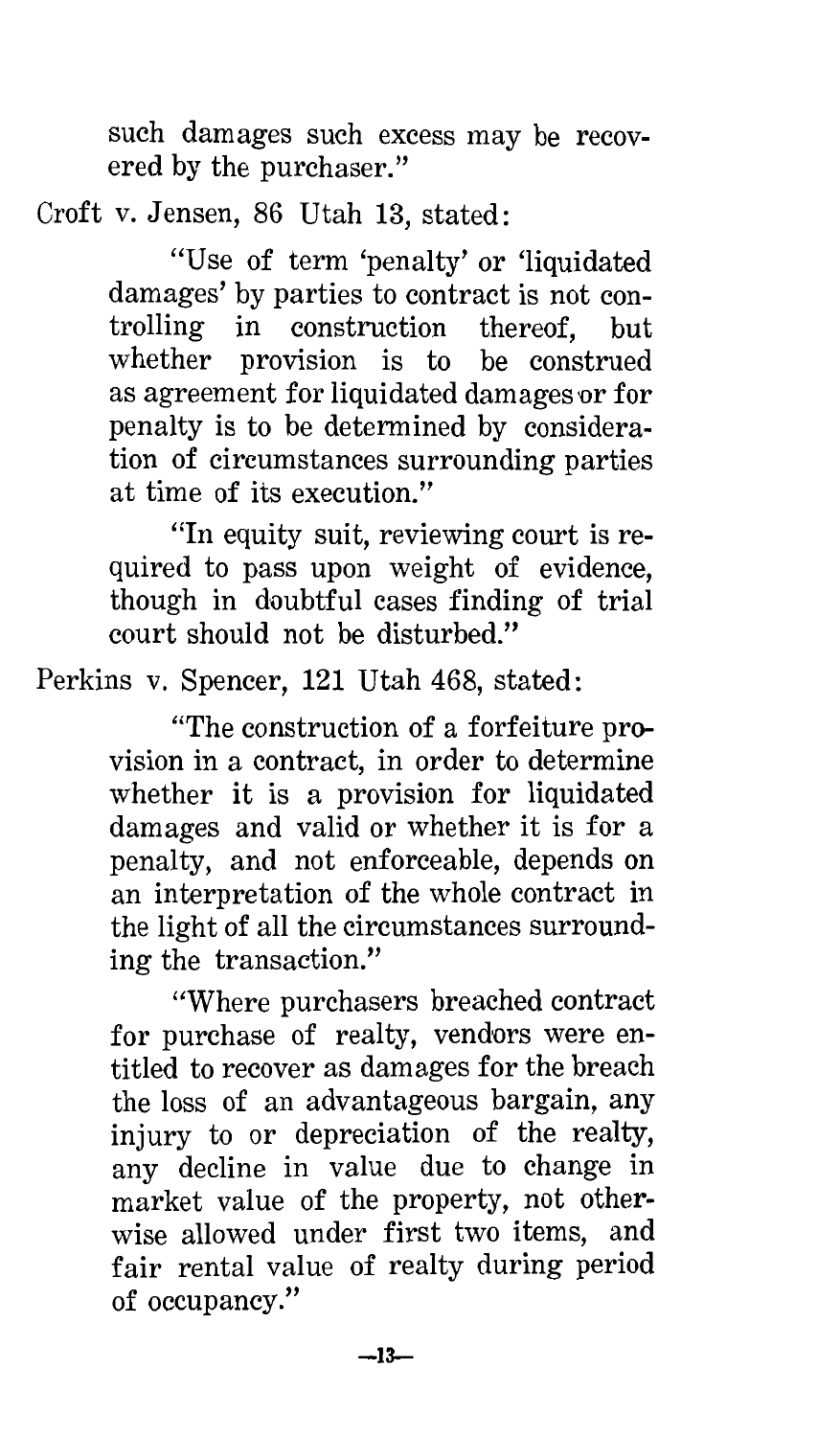such damages such excess may be recovered by the purchaser."

Croft v. Jensen, 86 Utah 13, stated:

> "Use of term 'penalty' or 'liquidated damages' by parties to contract is not controlling in construction thereof, but whether provision is to be construed as agreement for liquidated damages or for penalty is to be determined by consideration of circumstances surrounding parties at time of its execution."
>
> "In equity suit, reviewing court is required to pass upon weight of evidence, though in doubtful cases finding of trial court should not be disturbed."

Perkins v. Spencer, 121 Utah 468, stated:

> "The construction of a forfeiture provision in a contract, in order to determine whether it is a provision for liquidated damages and valid or whether it is for a penalty, and not enforceable, depends on an interpretation of the whole contract in the light of all the circumstances surrounding the transaction."
>
> "Where purchasers breached contract for purchase of realty, vendors were entitled to recover as damages for the breach the loss of an advantageous bargain, any injury to or depreciation of the realty, any decline in value due to change in market value of the property, not otherwise allowed under first two items, and fair rental value of realty during period of occupancy."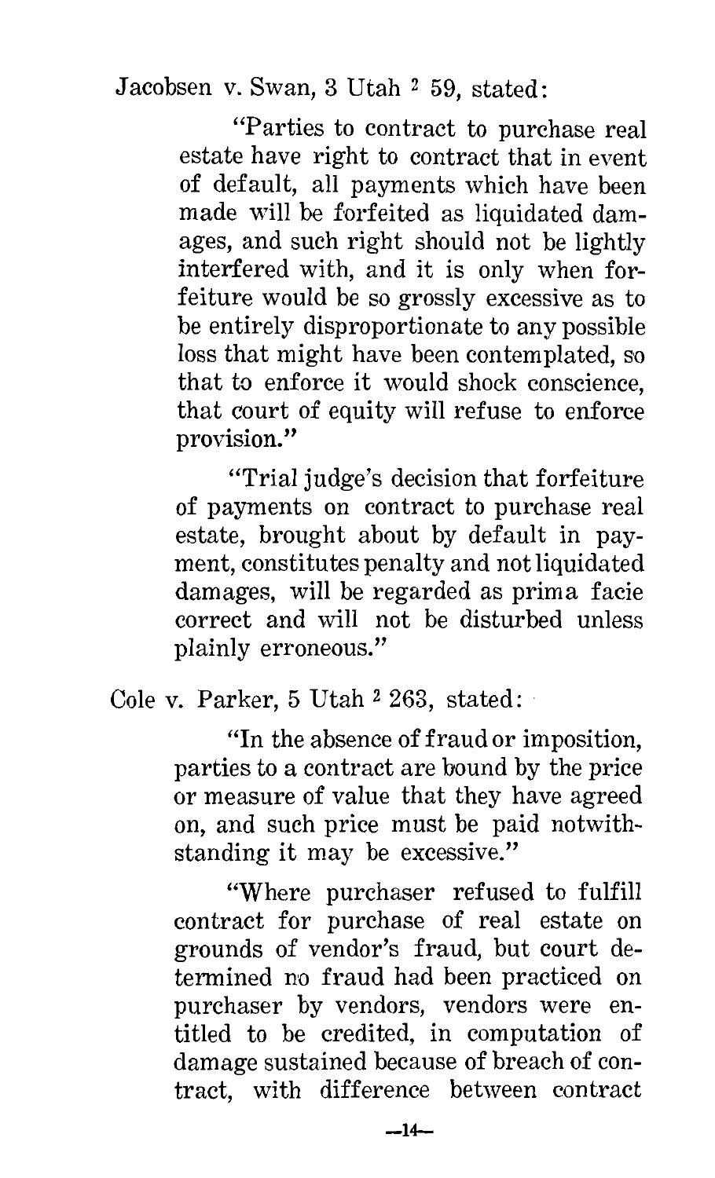Jacobsen v. Swan, 3 Utah 2 59, stated:

> "Parties to contract to purchase real estate have right to contract that in event of default, all payments which have been made will be forfeited as liquidated damages, and such right should not be lightly interfered with, and it is only when forfeiture would be so grossly excessive as to be entirely disproportionate to any possible loss that might have been contemplated, so that to enforce it would shock conscience, that court of equity will refuse to enforce provision."
>
> "Trial judge's decision that forfeiture of payments on contract to purchase real estate, brought about by default in payment, constitutes penalty and not liquidated damages, will be regarded as prima facie correct and will not be disturbed unless plainly erroneous."

Cole v. Parker, 5 Utah 2 263, stated:

> "In the absence of fraud or imposition, parties to a contract are bound by the price or measure of value that they have agreed on, and such price must be paid notwithstanding it may be excessive."
>
> "Where purchaser refused to fulfill contract for purchase of real estate on grounds of vendor's fraud, but court determined no fraud had been practiced on purchaser by vendors, vendors were entitled to be credited, in computation of damage sustained because of breach of contract, with difference between contract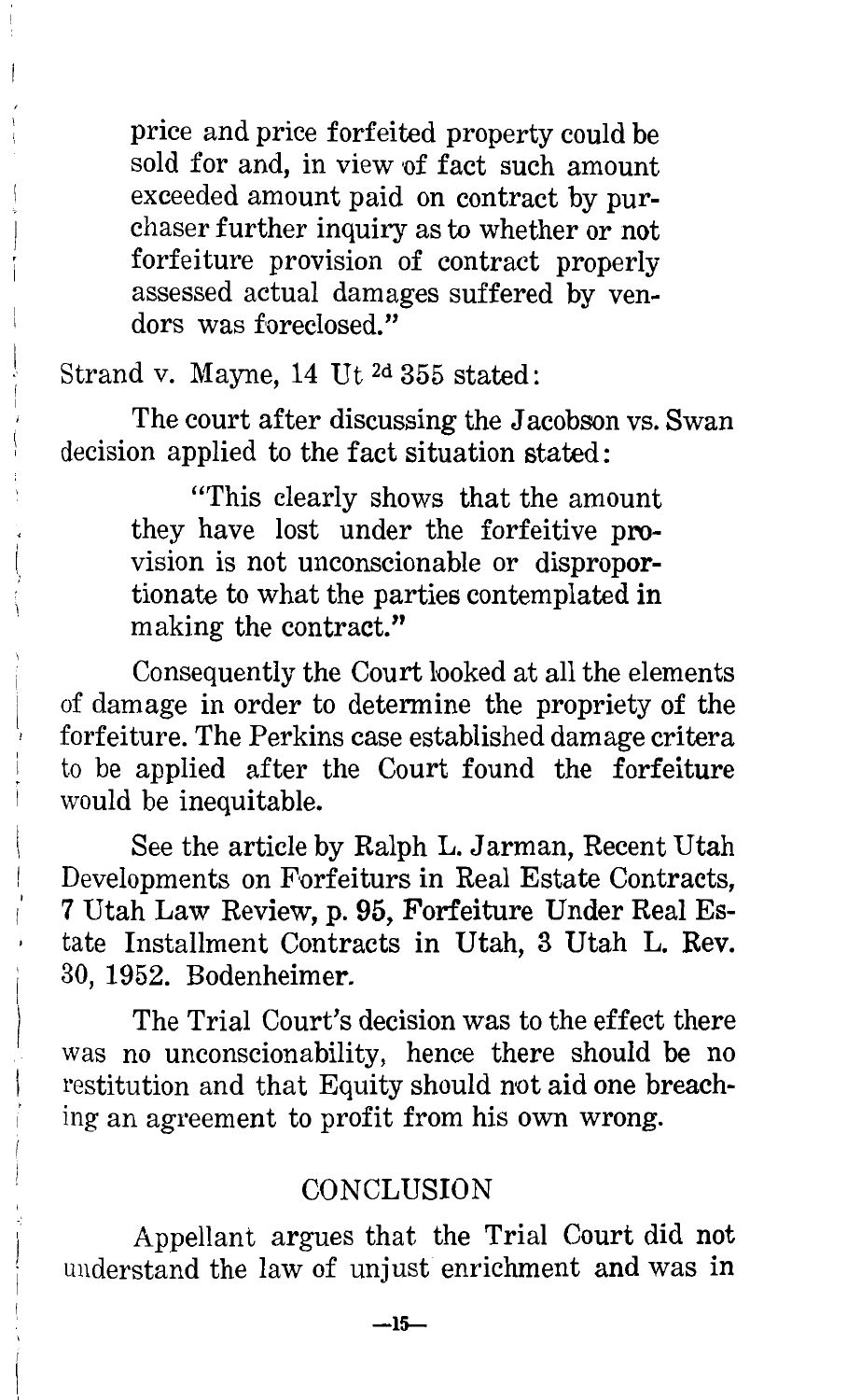> price and price forfeited property could be sold for and, in view of fact such amount exceeded amount paid on contract by purchaser further inquiry as to whether or not forfeiture provision of contract properly assessed actual damages suffered by vendors was foreclosed."

Strand v. Mayne, 14 Ut 2d 355 stated:

The court after discussing the Jacobson vs. Swan decision applied to the fact situation stated:

> "This clearly shows that the amount they have lost under the forfeitive provision is not unconscionable or disproportionate to what the parties contemplated in making the contract."

Consequently the Court looked at all the elements of damage in order to determine the propriety of the forfeiture. The Perkins case established damage critera to be applied after the Court found the forfeiture would be inequitable.

See the article by Ralph L. Jarman, Recent Utah Developments on Forfeiturs in Real Estate Contracts, 7 Utah Law Review, p. 95, Forfeiture Under Real Estate Installment Contracts in Utah, 3 Utah L. Rev. 30, 1952. Bodenheimer.

The Trial Court's decision was to the effect there was no unconscionability, hence there should be no restitution and that Equity should not aid one breaching an agreement to profit from his own wrong.

## CONCLUSION

Appellant argues that the Trial Court did not understand the law of unjust enrichment and was in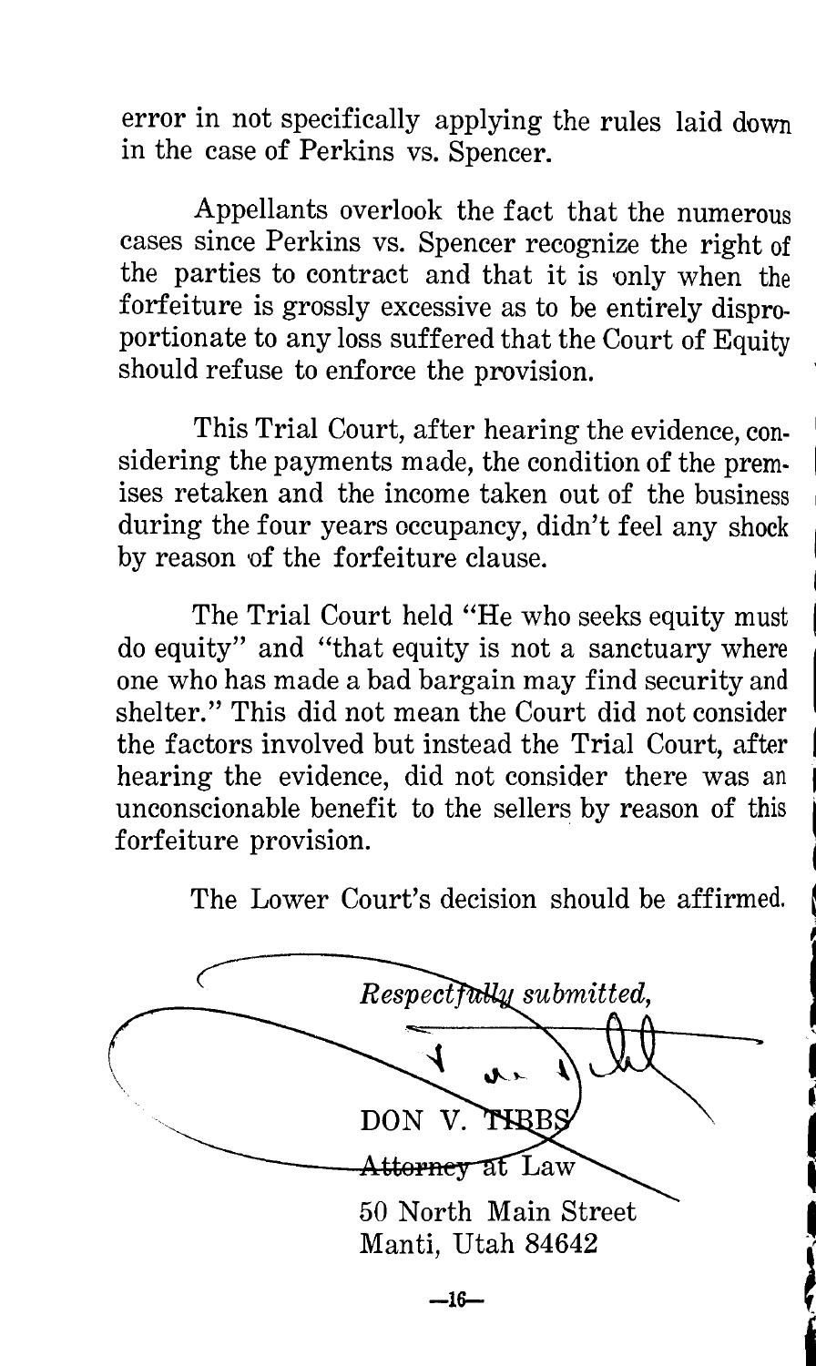error in not specifically applying the rules laid down in the case of Perkins vs. Spencer.

Appellants overlook the fact that the numerous cases since Perkins vs. Spencer recognize the right of the parties to contract and that it is only when the forfeiture is grossly excessive as to be entirely disproportionate to any loss suffered that the Court of Equity should refuse to enforce the provision.

This Trial Court, after hearing the evidence, considering the payments made, the condition of the premises retaken and the income taken out of the business during the four years occupancy, didn't feel any shock by reason of the forfeiture clause.

The Trial Court held "He who seeks equity must do equity" and "that equity is not a sanctuary where one who has made a bad bargain may find security and shelter." This did not mean the Court did not consider the factors involved but instead the Trial Court, after hearing the evidence, did not consider there was an unconscionable benefit to the sellers by reason of this forfeiture provision.

The Lower Court's decision should be affirmed.

*Respectfully submitted,*

DON V. TIBBS
Attorney at Law
50 North Main Street
Manti, Utah 84642